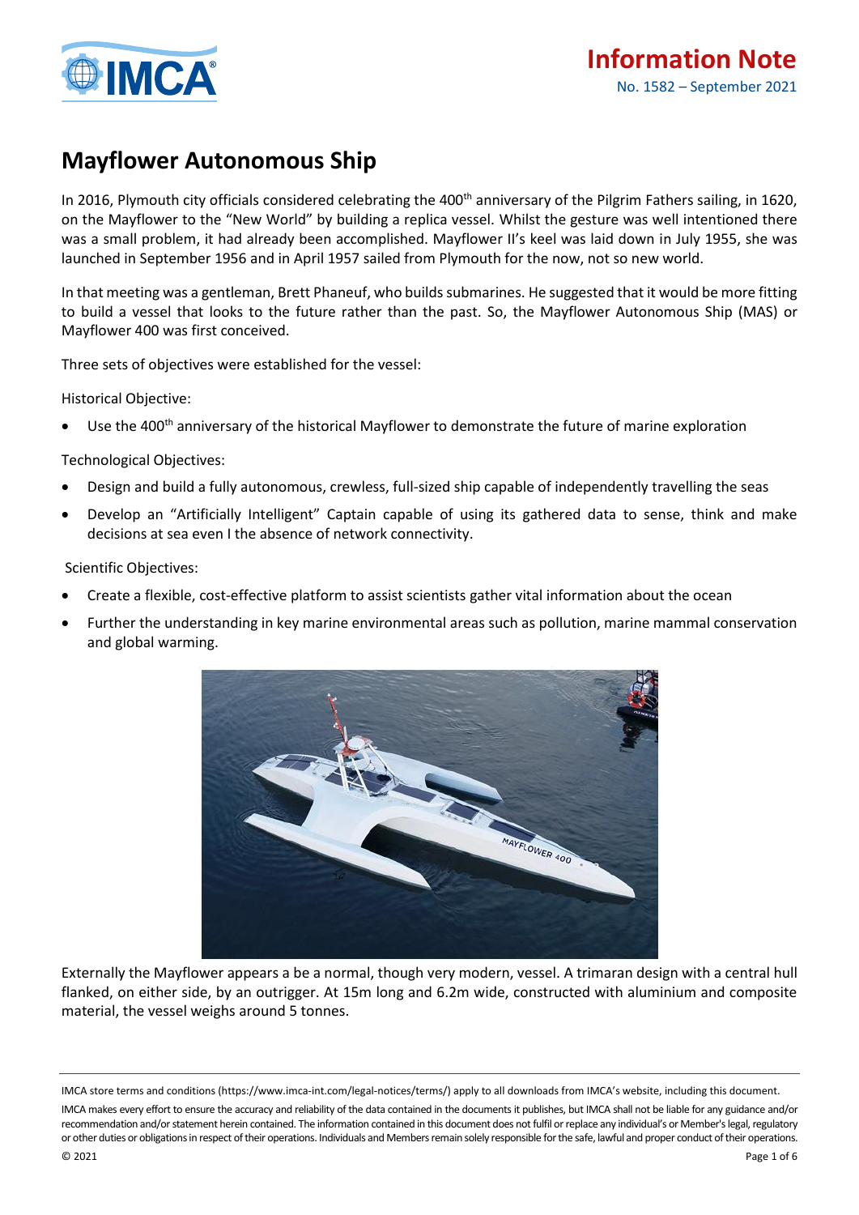# Information Note

No. 1582 – September 2021

## Mayflower Autonomous Ship

In 2016, Plymouth city officials considered celebrating the 400th anniversary of the Pilgrim Fathers sailing, in 1620, on the Mayflower to the "New World" by building a replica vessel. Whilst the gesture was well intentioned there was a small problem, it had already been accomplished. Mayflower II's keel was laid down in July 1955, she was launched in September 1956 and in April 1957 sailed from Plymouth for the now, not so new world.

In that meeting was a gentleman, Brett Phaneuf, who builds submarines. He suggested that it would be more fitting to build a vessel that looks to the future rather than the past. So, the Mayflower Autonomous Ship (MAS) or Mayflower 400 was first conceived.

Three sets of objectives were established for the vessel:

Historical Objective:

- Use the 400th anniversary of the historical Mayflower to demonstrate the future of marine exploration

Technological Objectives:

- Design and build a fully autonomous, crewless, full-sized ship capable of independently travelling the seas
- Develop an "Artificially Intelligent" Captain capable of using its gathered data to sense, think and make decisions at sea even I the absence of network connectivity.

Scientific Objectives:

- Create a flexible, cost-effective platform to assist scientists gather vital information about the ocean
- Further the understanding in key marine environmental areas such as pollution, marine mammal conservation and global warming.

Externally the Mayflower appears a be a normal, though very modern, vessel. A trimaran design with a central hull flanked, on either side, by an outrigger. At 15m long and 6.2m wide, constructed with aluminium and composite material, the vessel weighs around 5 tonnes.

IMCA store terms and conditions (https://www.imca-int.com/legal-notices/terms/) apply to all downloads from IMCA's website, including this document.

IMCA makes every effort to ensure the accuracy and reliability of the data contained in the documents it publishes, but IMCA shall not be liable for any guidance and/or recommendation and/or statement herein contained. The information contained in this document does not fulfil or replace any individual's or Member's legal, regulatory or other duties or obligations in respect of their operations. Individuals and Members remain solely responsible for the safe, lawful and proper conduct of their operations.

© 2021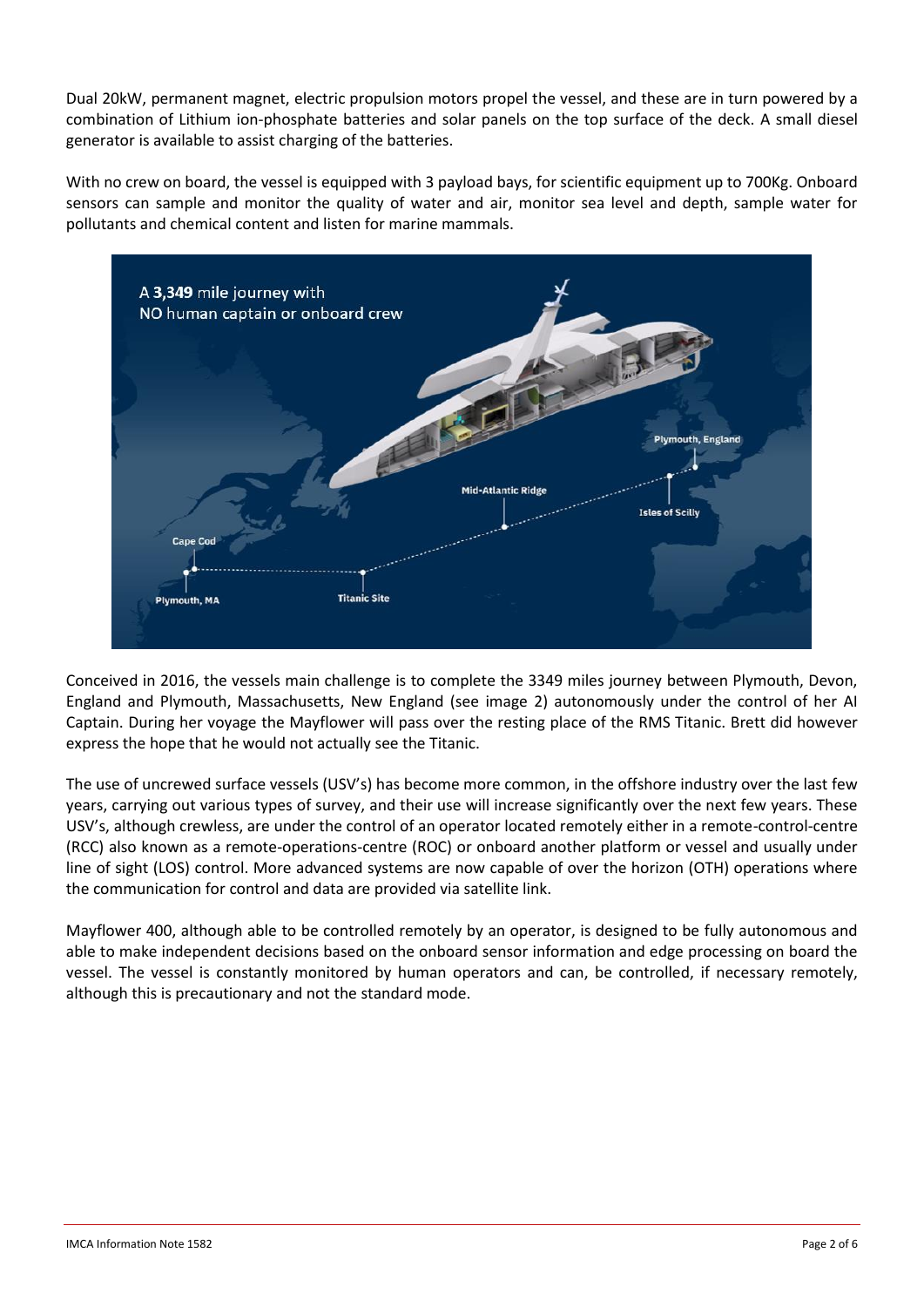Dual 20kW, permanent magnet, electric propulsion motors propel the vessel, and these are in turn powered by a combination of Lithium ion-phosphate batteries and solar panels on the top surface of the deck. A small diesel generator is available to assist charging of the batteries.

With no crew on board, the vessel is equipped with 3 payload bays, for scientific equipment up to 700Kg. Onboard sensors can sample and monitor the quality of water and air, monitor sea level and depth, sample water for pollutants and chemical content and listen for marine mammals.

Conceived in 2016, the vessels main challenge is to complete the 3349 miles journey between Plymouth, Devon, England and Plymouth, Massachusetts, New England (see image 2) autonomously under the control of her AI Captain. During her voyage the Mayflower will pass over the resting place of the RMS Titanic. Brett did however express the hope that he would not actually see the Titanic.

The use of uncrewed surface vessels (USV's) has become more common, in the offshore industry over the last few years, carrying out various types of survey, and their use will increase significantly over the next few years. These USV's, although crewless, are under the control of an operator located remotely either in a remote-control-centre (RCC) also known as a remote-operations-centre (ROC) or onboard another platform or vessel and usually under line of sight (LOS) control. More advanced systems are now capable of over the horizon (OTH) operations where the communication for control and data are provided via satellite link.

Mayflower 400, although able to be controlled remotely by an operator, is designed to be fully autonomous and able to make independent decisions based on the onboard sensor information and edge processing on board the vessel. The vessel is constantly monitored by human operators and can, be controlled, if necessary remotely, although this is precautionary and not the standard mode.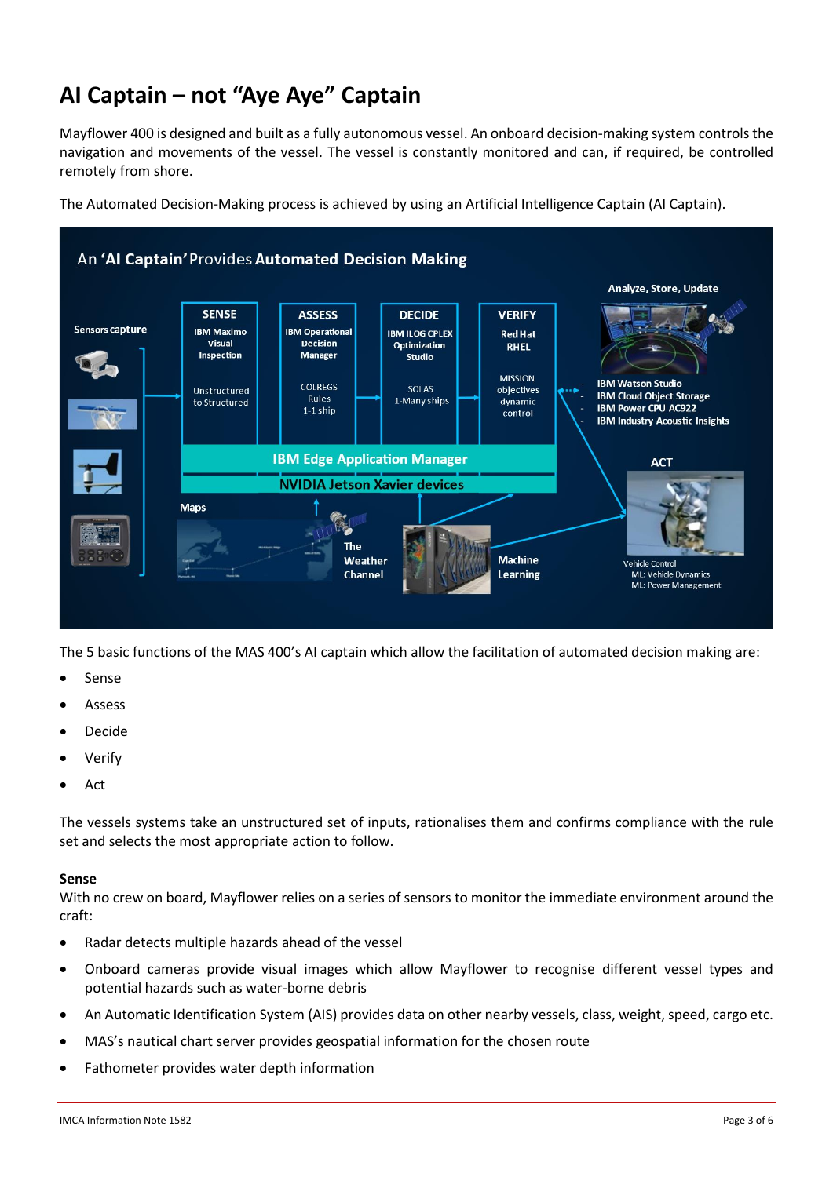# AI Captain – not "Aye Aye" Captain

Mayflower 400 is designed and built as a fully autonomous vessel. An onboard decision-making system controls the navigation and movements of the vessel. The vessel is constantly monitored and can, if required, be controlled remotely from shore.

The Automated Decision-Making process is achieved by using an Artificial Intelligence Captain (AI Captain).

The 5 basic functions of the MAS 400's AI captain which allow the facilitation of automated decision making are:

- Sense
- Assess
- Decide
- Verify
- Act

The vessels systems take an unstructured set of inputs, rationalises them and confirms compliance with the rule set and selects the most appropriate action to follow.

**Sense**

With no crew on board, Mayflower relies on a series of sensors to monitor the immediate environment around the craft:

- Radar detects multiple hazards ahead of the vessel
- Onboard cameras provide visual images which allow Mayflower to recognise different vessel types and potential hazards such as water-borne debris
- An Automatic Identification System (AIS) provides data on other nearby vessels, class, weight, speed, cargo etc.
- MAS's nautical chart server provides geospatial information for the chosen route
- Fathometer provides water depth information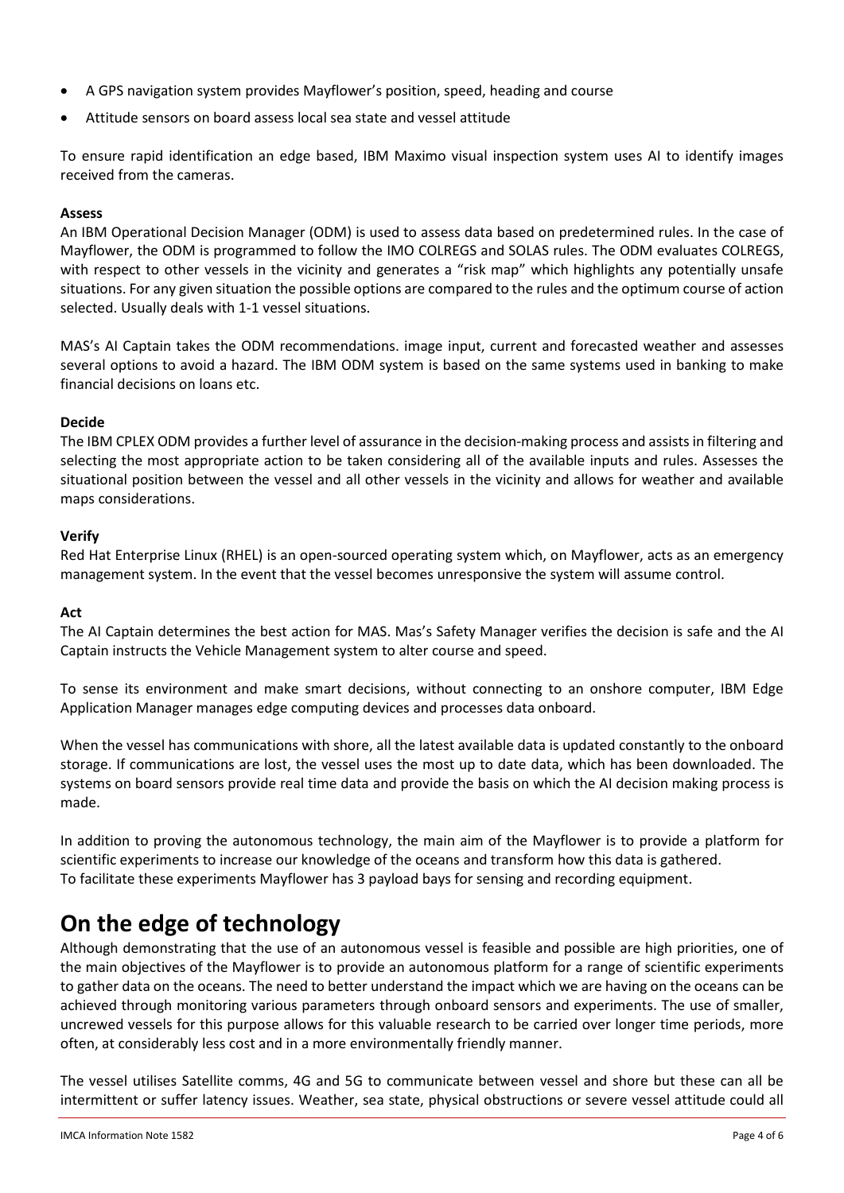- A GPS navigation system provides Mayflower's position, speed, heading and course
- Attitude sensors on board assess local sea state and vessel attitude

To ensure rapid identification an edge based, IBM Maximo visual inspection system uses AI to identify images received from the cameras.

**Assess**
An IBM Operational Decision Manager (ODM) is used to assess data based on predetermined rules. In the case of Mayflower, the ODM is programmed to follow the IMO COLREGS and SOLAS rules. The ODM evaluates COLREGS, with respect to other vessels in the vicinity and generates a "risk map" which highlights any potentially unsafe situations. For any given situation the possible options are compared to the rules and the optimum course of action selected. Usually deals with 1-1 vessel situations.

MAS's AI Captain takes the ODM recommendations. image input, current and forecasted weather and assesses several options to avoid a hazard. The IBM ODM system is based on the same systems used in banking to make financial decisions on loans etc.

**Decide**
The IBM CPLEX ODM provides a further level of assurance in the decision-making process and assists in filtering and selecting the most appropriate action to be taken considering all of the available inputs and rules. Assesses the situational position between the vessel and all other vessels in the vicinity and allows for weather and available maps considerations.

**Verify**
Red Hat Enterprise Linux (RHEL) is an open-sourced operating system which, on Mayflower, acts as an emergency management system. In the event that the vessel becomes unresponsive the system will assume control.

**Act**
The AI Captain determines the best action for MAS. Mas's Safety Manager verifies the decision is safe and the AI Captain instructs the Vehicle Management system to alter course and speed.

To sense its environment and make smart decisions, without connecting to an onshore computer, IBM Edge Application Manager manages edge computing devices and processes data onboard.

When the vessel has communications with shore, all the latest available data is updated constantly to the onboard storage. If communications are lost, the vessel uses the most up to date data, which has been downloaded. The systems on board sensors provide real time data and provide the basis on which the AI decision making process is made.

In addition to proving the autonomous technology, the main aim of the Mayflower is to provide a platform for scientific experiments to increase our knowledge of the oceans and transform how this data is gathered.
To facilitate these experiments Mayflower has 3 payload bays for sensing and recording equipment.

# On the edge of technology

Although demonstrating that the use of an autonomous vessel is feasible and possible are high priorities, one of the main objectives of the Mayflower is to provide an autonomous platform for a range of scientific experiments to gather data on the oceans. The need to better understand the impact which we are having on the oceans can be achieved through monitoring various parameters through onboard sensors and experiments. The use of smaller, uncrewed vessels for this purpose allows for this valuable research to be carried over longer time periods, more often, at considerably less cost and in a more environmentally friendly manner.

The vessel utilises Satellite comms, 4G and 5G to communicate between vessel and shore but these can all be intermittent or suffer latency issues. Weather, sea state, physical obstructions or severe vessel attitude could all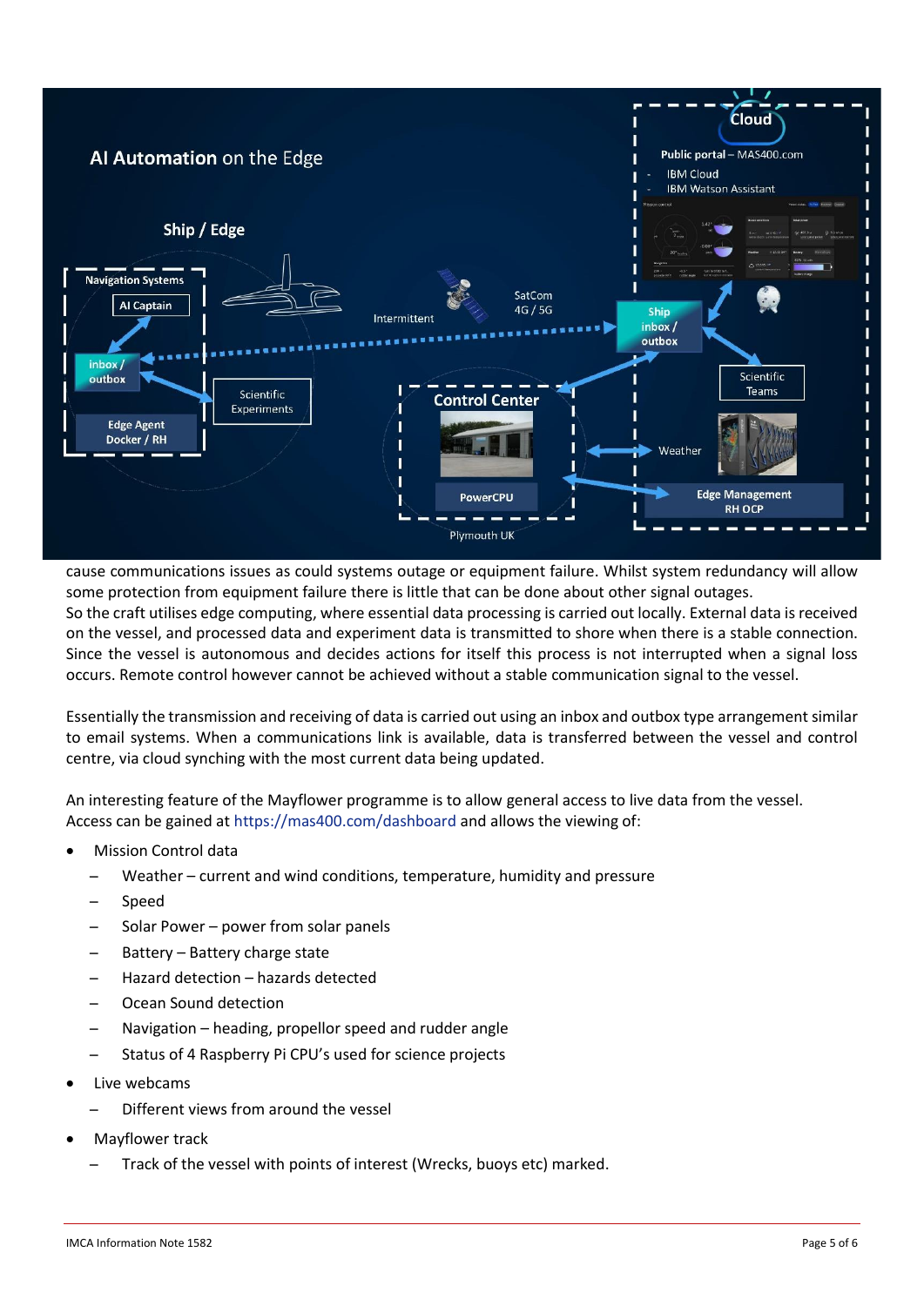cause communications issues as could systems outage or equipment failure. Whilst system redundancy will allow some protection from equipment failure there is little that can be done about other signal outages.

So the craft utilises edge computing, where essential data processing is carried out locally. External data is received on the vessel, and processed data and experiment data is transmitted to shore when there is a stable connection. Since the vessel is autonomous and decides actions for itself this process is not interrupted when a signal loss occurs. Remote control however cannot be achieved without a stable communication signal to the vessel.

Essentially the transmission and receiving of data is carried out using an inbox and outbox type arrangement similar to email systems. When a communications link is available, data is transferred between the vessel and control centre, via cloud synching with the most current data being updated.

An interesting feature of the Mayflower programme is to allow general access to live data from the vessel. Access can be gained at https://mas400.com/dashboard and allows the viewing of:

- Mission Control data
  - Weather – current and wind conditions, temperature, humidity and pressure
  - Speed
  - Solar Power – power from solar panels
  - Battery – Battery charge state
  - Hazard detection – hazards detected
  - Ocean Sound detection
  - Navigation – heading, propellor speed and rudder angle
  - Status of 4 Raspberry Pi CPU's used for science projects
- Live webcams
  - Different views from around the vessel
- Mayflower track
  - Track of the vessel with points of interest (Wrecks, buoys etc) marked.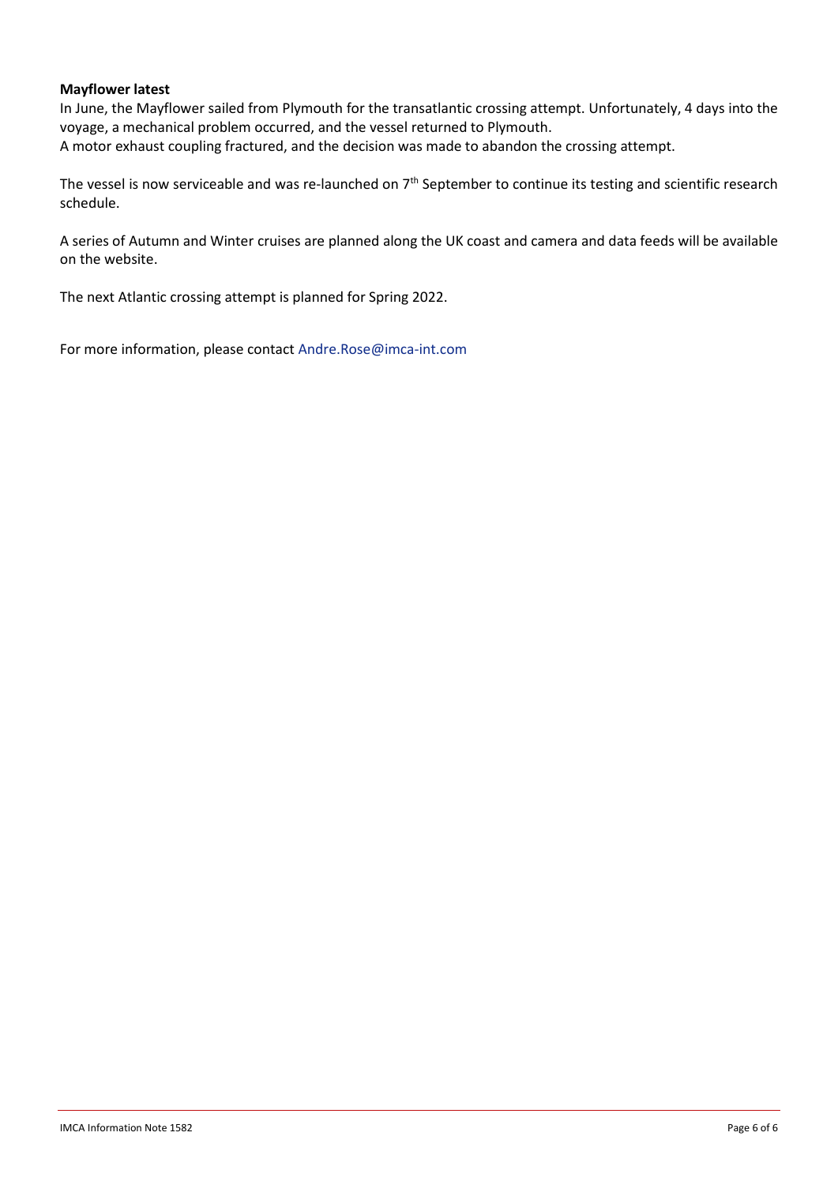**Mayflower latest**

In June, the Mayflower sailed from Plymouth for the transatlantic crossing attempt. Unfortunately, 4 days into the voyage, a mechanical problem occurred, and the vessel returned to Plymouth.
A motor exhaust coupling fractured, and the decision was made to abandon the crossing attempt.

The vessel is now serviceable and was re-launched on 7th September to continue its testing and scientific research schedule.

A series of Autumn and Winter cruises are planned along the UK coast and camera and data feeds will be available on the website.

The next Atlantic crossing attempt is planned for Spring 2022.

For more information, please contact Andre.Rose@imca-int.com